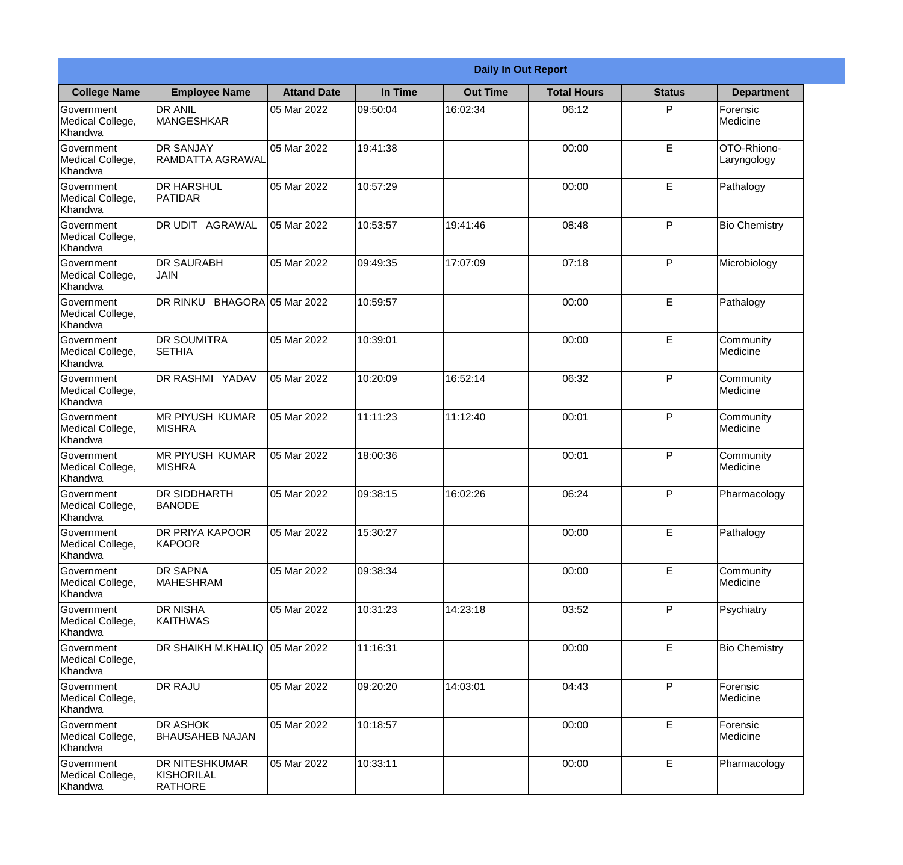| Daily In Out Report | | | | | | | |
|---|---|---|---|---|---|---|---|
| **College Name** | **Employee Name** | **Attand Date** | **In Time** | **Out Time** | **Total Hours** | **Status** | **Department** |
| Government Medical College, Khandwa | DR ANIL MANGESHKAR | 05 Mar 2022 | 09:50:04 | 16:02:34 | 06:12 | P | Forensic Medicine |
| Government Medical College, Khandwa | DR SANJAY RAMDATTA AGRAWAL | 05 Mar 2022 | 19:41:38 | | 00:00 | E | OTO-Rhiono-Laryngology |
| Government Medical College, Khandwa | DR HARSHUL PATIDAR | 05 Mar 2022 | 10:57:29 | | 00:00 | E | Pathalogy |
| Government Medical College, Khandwa | DR UDIT AGRAWAL | 05 Mar 2022 | 10:53:57 | 19:41:46 | 08:48 | P | Bio Chemistry |
| Government Medical College, Khandwa | DR SAURABH JAIN | 05 Mar 2022 | 09:49:35 | 17:07:09 | 07:18 | P | Microbiology |
| Government Medical College, Khandwa | DR RINKU BHAGORA | 05 Mar 2022 | 10:59:57 | | 00:00 | E | Pathalogy |
| Government Medical College, Khandwa | DR SOUMITRA SETHIA | 05 Mar 2022 | 10:39:01 | | 00:00 | E | Community Medicine |
| Government Medical College, Khandwa | DR RASHMI YADAV | 05 Mar 2022 | 10:20:09 | 16:52:14 | 06:32 | P | Community Medicine |
| Government Medical College, Khandwa | MR PIYUSH KUMAR MISHRA | 05 Mar 2022 | 11:11:23 | 11:12:40 | 00:01 | P | Community Medicine |
| Government Medical College, Khandwa | MR PIYUSH KUMAR MISHRA | 05 Mar 2022 | 18:00:36 | | 00:01 | P | Community Medicine |
| Government Medical College, Khandwa | DR SIDDHARTH BANODE | 05 Mar 2022 | 09:38:15 | 16:02:26 | 06:24 | P | Pharmacology |
| Government Medical College, Khandwa | DR PRIYA KAPOOR KAPOOR | 05 Mar 2022 | 15:30:27 | | 00:00 | E | Pathalogy |
| Government Medical College, Khandwa | DR SAPNA MAHESHRAM | 05 Mar 2022 | 09:38:34 | | 00:00 | E | Community Medicine |
| Government Medical College, Khandwa | DR NISHA KAITHWAS | 05 Mar 2022 | 10:31:23 | 14:23:18 | 03:52 | P | Psychiatry |
| Government Medical College, Khandwa | DR SHAIKH M.KHALIQ | 05 Mar 2022 | 11:16:31 | | 00:00 | E | Bio Chemistry |
| Government Medical College, Khandwa | DR RAJU | 05 Mar 2022 | 09:20:20 | 14:03:01 | 04:43 | P | Forensic Medicine |
| Government Medical College, Khandwa | DR ASHOK BHAUSAHEB NAJAN | 05 Mar 2022 | 10:18:57 | | 00:00 | E | Forensic Medicine |
| Government Medical College, Khandwa | DR NITESHKUMAR KISHORILAL RATHORE | 05 Mar 2022 | 10:33:11 | | 00:00 | E | Pharmacology |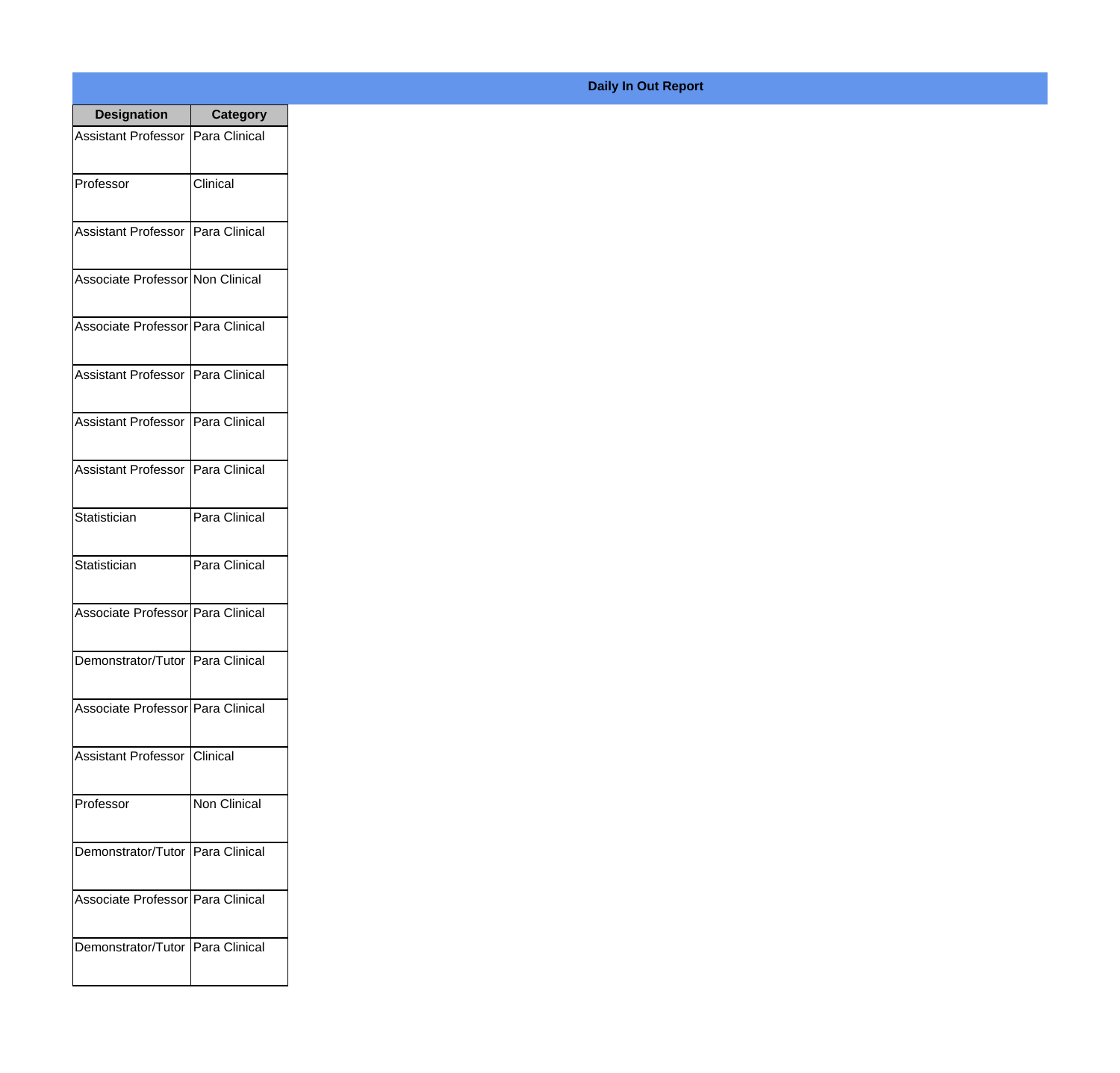**Daily In Out Report**

| Designation | Category |
|---|---|
| Assistant Professor | Para Clinical |
| Professor | Clinical |
| Assistant Professor | Para Clinical |
| Associate Professor | Non Clinical |
| Associate Professor | Para Clinical |
| Assistant Professor | Para Clinical |
| Assistant Professor | Para Clinical |
| Assistant Professor | Para Clinical |
| Statistician | Para Clinical |
| Statistician | Para Clinical |
| Associate Professor | Para Clinical |
| Demonstrator/Tutor | Para Clinical |
| Associate Professor | Para Clinical |
| Assistant Professor | Clinical |
| Professor | Non Clinical |
| Demonstrator/Tutor | Para Clinical |
| Associate Professor | Para Clinical |
| Demonstrator/Tutor | Para Clinical |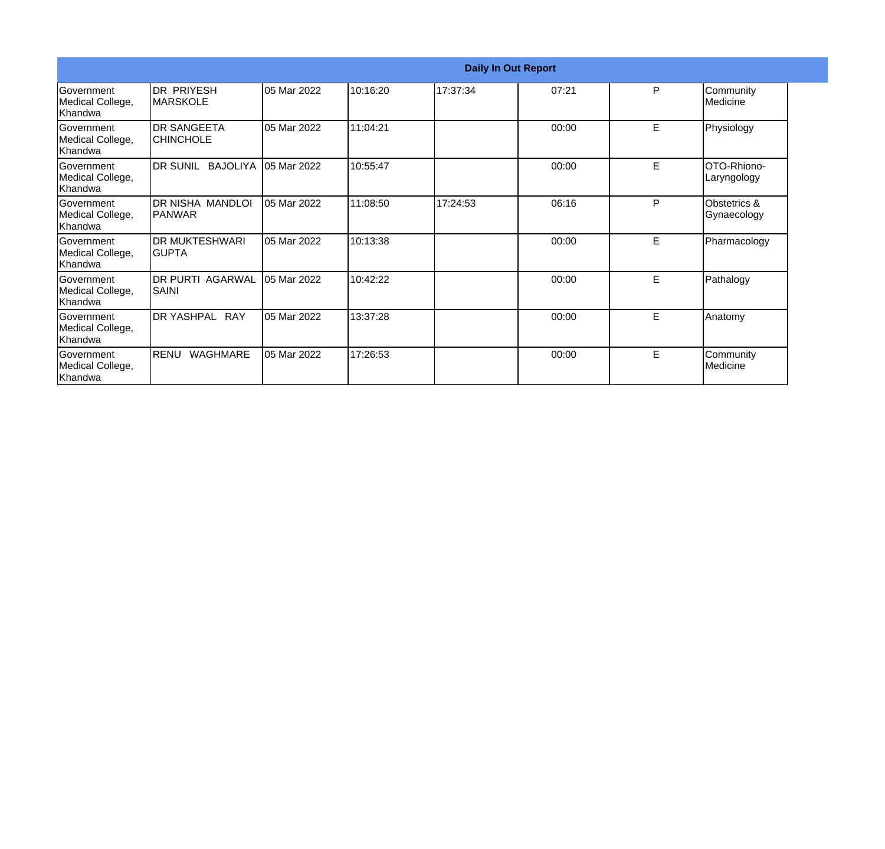| Daily In Out Report | | | | | | | |
|---|---|---|---|---|---|---|---|
| Government Medical College, Khandwa | DR PRIYESH MARSKOLE | 05 Mar 2022 | 10:16:20 | 17:37:34 | 07:21 | P | Community Medicine |
| Government Medical College, Khandwa | DR SANGEETA CHINCHOLE | 05 Mar 2022 | 11:04:21 | | 00:00 | E | Physiology |
| Government Medical College, Khandwa | DR SUNIL BAJOLIYA | 05 Mar 2022 | 10:55:47 | | 00:00 | E | OTO-Rhiono-Laryngology |
| Government Medical College, Khandwa | DR NISHA MANDLOI PANWAR | 05 Mar 2022 | 11:08:50 | 17:24:53 | 06:16 | P | Obstetrics & Gynaecology |
| Government Medical College, Khandwa | DR MUKTESHWARI GUPTA | 05 Mar 2022 | 10:13:38 | | 00:00 | E | Pharmacology |
| Government Medical College, Khandwa | DR PURTI AGARWAL SAINI | 05 Mar 2022 | 10:42:22 | | 00:00 | E | Pathalogy |
| Government Medical College, Khandwa | DR YASHPAL RAY | 05 Mar 2022 | 13:37:28 | | 00:00 | E | Anatomy |
| Government Medical College, Khandwa | RENU WAGHMARE | 05 Mar 2022 | 17:26:53 | | 00:00 | E | Community Medicine |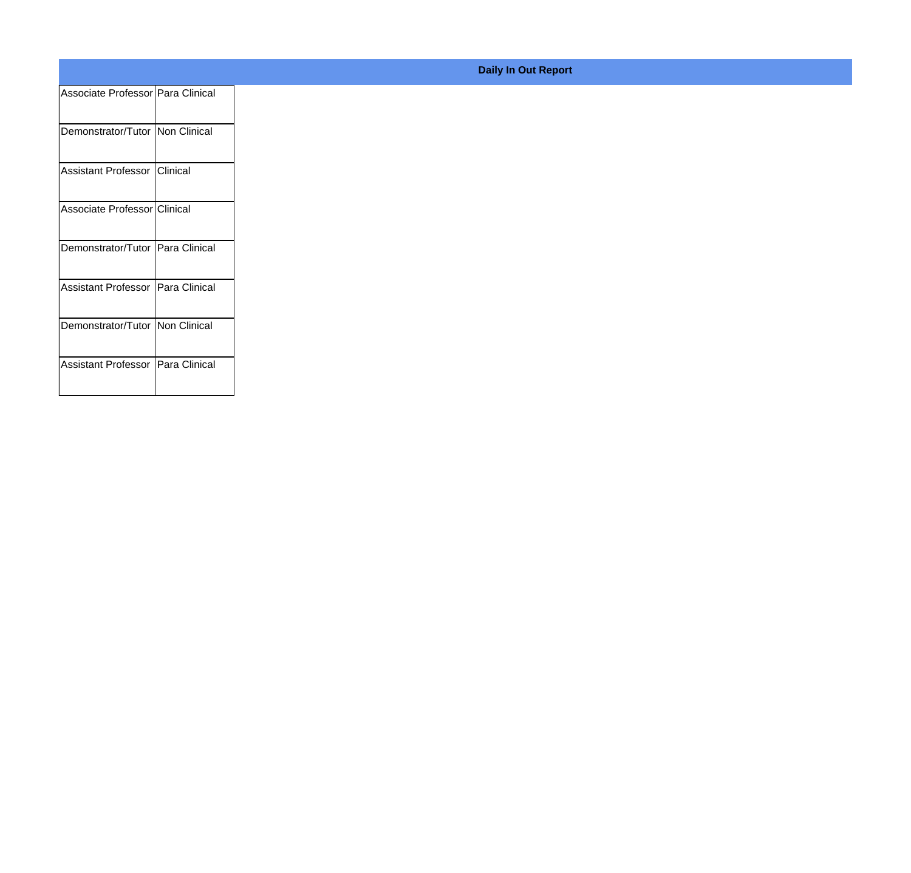**Daily In Out Report**

| | |
|---|---|
| Associate Professor | Para Clinical |
| Demonstrator/Tutor | Non Clinical |
| Assistant Professor | Clinical |
| Associate Professor | Clinical |
| Demonstrator/Tutor | Para Clinical |
| Assistant Professor | Para Clinical |
| Demonstrator/Tutor | Non Clinical |
| Assistant Professor | Para Clinical |